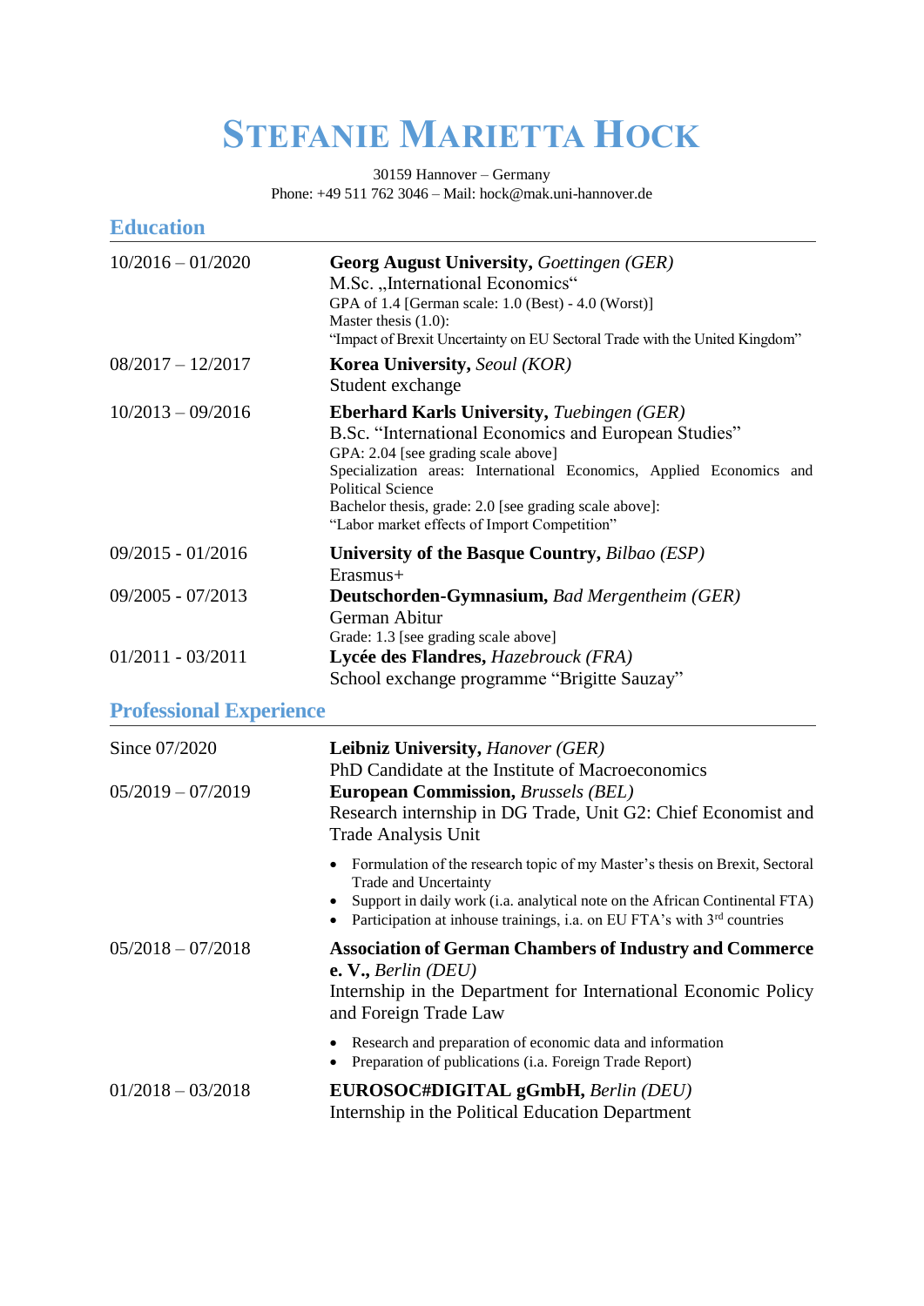# Stefanie Marietta Hock

30159 Hannover – Germany
Phone: +49 511 762 3046 – Mail: hock@mak.uni-hannover.de

## Education

| | |
|---|---|
| 10/2016 – 01/2020 | **Georg August University,** *Goettingen (GER)*<br>M.Sc. „International Economics“<br>GPA of 1.4 [German scale: 1.0 (Best) - 4.0 (Worst)]<br>Master thesis (1.0):<br>“Impact of Brexit Uncertainty on EU Sectoral Trade with the United Kingdom” |
| 08/2017 – 12/2017 | **Korea University,** *Seoul (KOR)*<br>Student exchange |
| 10/2013 – 09/2016 | **Eberhard Karls University,** *Tuebingen (GER)*<br>B.Sc. “International Economics and European Studies”<br>GPA: 2.04 [see grading scale above]<br>Specialization areas: International Economics, Applied Economics and Political Science<br>Bachelor thesis, grade: 2.0 [see grading scale above]:<br>“Labor market effects of Import Competition” |
| 09/2015 - 01/2016 | **University of the Basque Country,** *Bilbao (ESP)*<br>Erasmus+ |
| 09/2005 - 07/2013 | **Deutschorden-Gymnasium,** *Bad Mergentheim (GER)*<br>German Abitur<br>Grade: 1.3 [see grading scale above] |
| 01/2011 - 03/2011 | **Lycée des Flandres,** *Hazebrouck (FRA)*<br>School exchange programme “Brigitte Sauzay” |

## Professional Experience

| | |
|---|---|
| Since 07/2020 | **Leibniz University,** *Hanover (GER)*<br>PhD Candidate at the Institute of Macroeconomics |
| 05/2019 – 07/2019 | **European Commission,** *Brussels (BEL)*<br>Research internship in DG Trade, Unit G2: Chief Economist and Trade Analysis Unit<br>• Formulation of the research topic of my Master’s thesis on Brexit, Sectoral Trade and Uncertainty<br>• Support in daily work (i.a. analytical note on the African Continental FTA)<br>• Participation at inhouse trainings, i.a. on EU FTA’s with 3rd countries |
| 05/2018 – 07/2018 | **Association of German Chambers of Industry and Commerce e. V.,** *Berlin (DEU)*<br>Internship in the Department for International Economic Policy and Foreign Trade Law<br>• Research and preparation of economic data and information<br>• Preparation of publications (i.a. Foreign Trade Report) |
| 01/2018 – 03/2018 | **EUROSOC#DIGITAL gGmbH,** *Berlin (DEU)*<br>Internship in the Political Education Department |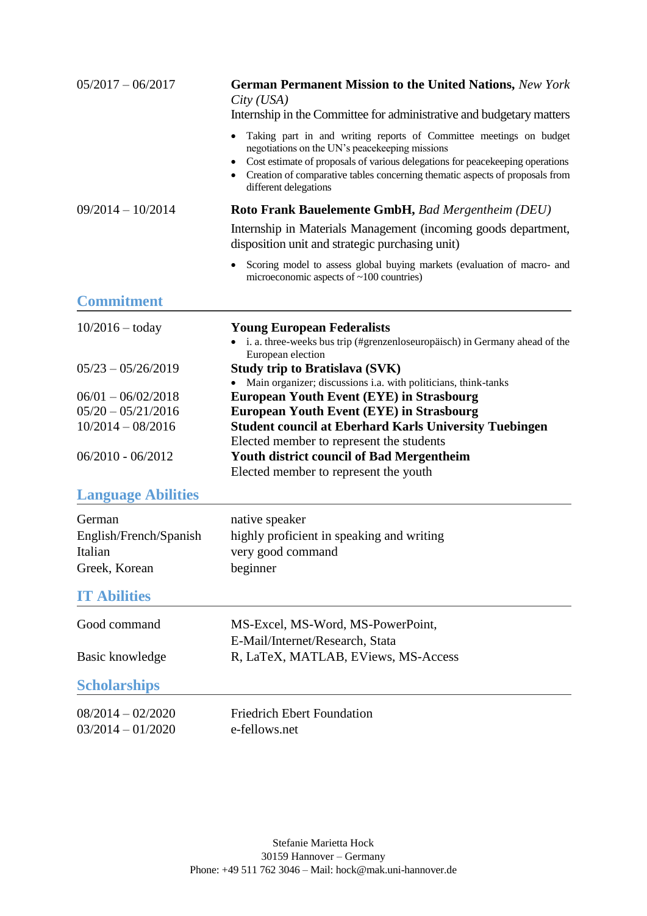05/2017 – 06/2017

**German Permanent Mission to the United Nations,** *New York City (USA)*
Internship in the Committee for administrative and budgetary matters

- Taking part in and writing reports of Committee meetings on budget negotiations on the UN's peacekeeping missions
- Cost estimate of proposals of various delegations for peacekeeping operations
- Creation of comparative tables concerning thematic aspects of proposals from different delegations

09/2014 – 10/2014

**Roto Frank Bauelemente GmbH,** *Bad Mergentheim (DEU)*
Internship in Materials Management (incoming goods department, disposition unit and strategic purchasing unit)

- Scoring model to assess global buying markets (evaluation of macro- and microeconomic aspects of ~100 countries)

## Commitment

10/2016 – today
**Young European Federalists**
- i. a. three-weeks bus trip (#grenzenloseuropäisch) in Germany ahead of the European election

05/23 – 05/26/2019
**Study trip to Bratislava (SVK)**
- Main organizer; discussions i.a. with politicians, think-tanks

06/01 – 06/02/2018
**European Youth Event (EYE) in Strasbourg**

05/20 – 05/21/2016
**European Youth Event (EYE) in Strasbourg**

10/2014 – 08/2016
**Student council at Eberhard Karls University Tuebingen**
Elected member to represent the students

06/2010 - 06/2012
**Youth district council of Bad Mergentheim**
Elected member to represent the youth

## Language Abilities

| | |
|---|---|
| German | native speaker |
| English/French/Spanish | highly proficient in speaking and writing |
| Italian | very good command |
| Greek, Korean | beginner |

## IT Abilities

| | |
|---|---|
| Good command | MS-Excel, MS-Word, MS-PowerPoint, E-Mail/Internet/Research, Stata |
| Basic knowledge | R, LaTeX, MATLAB, EViews, MS-Access |

## Scholarships

| | |
|---|---|
| 08/2014 – 02/2020 | Friedrich Ebert Foundation |
| 03/2014 – 01/2020 | e-fellows.net |

Stefanie Marietta Hock
30159 Hannover – Germany
Phone: +49 511 762 3046 – Mail: hock@mak.uni-hannover.de